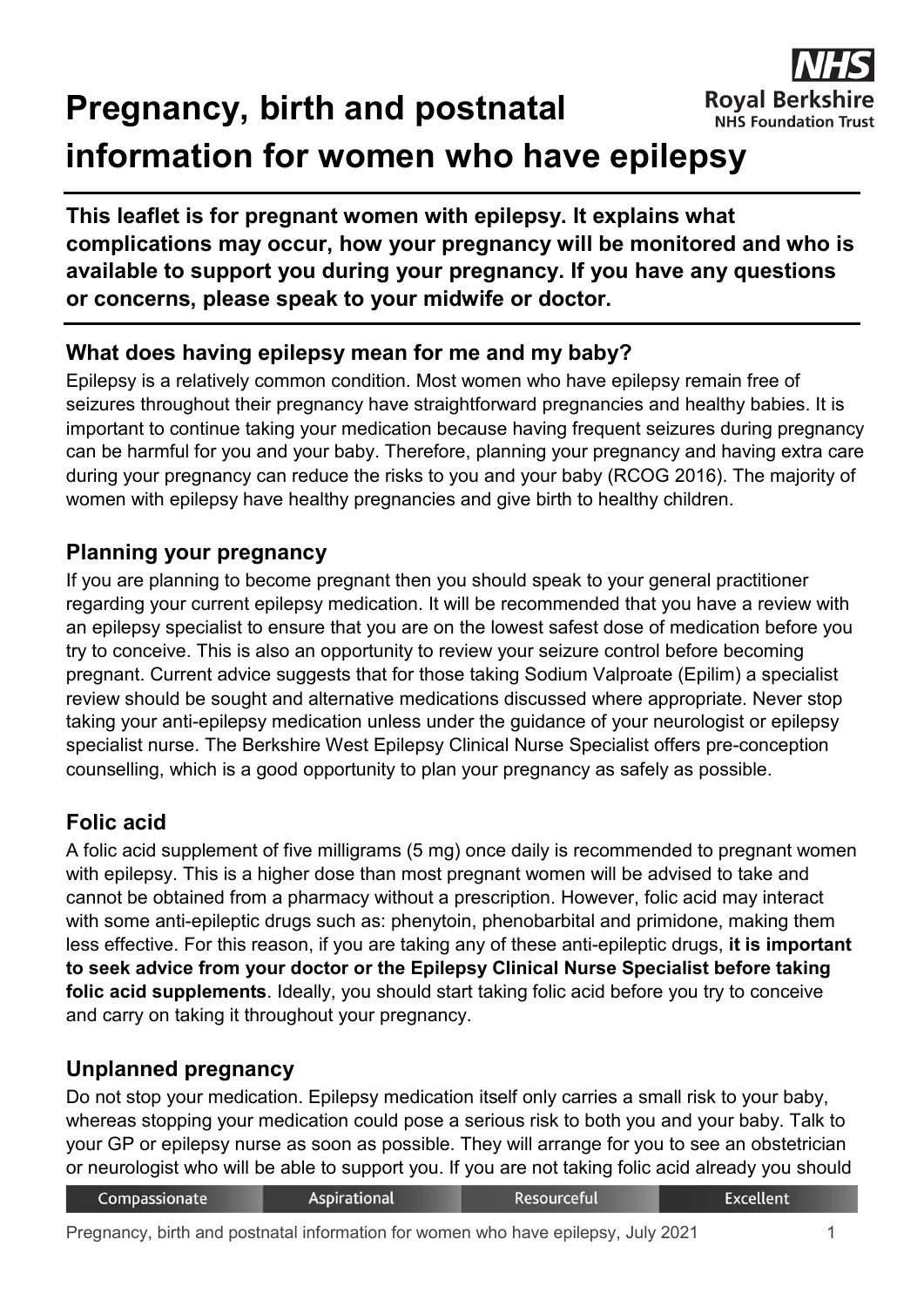# Pregnancy, birth and postnatal information for women who have epilepsy

**This leaflet is for pregnant women with epilepsy. It explains what complications may occur, how your pregnancy will be monitored and who is available to support you during your pregnancy. If you have any questions or concerns, please speak to your midwife or doctor.**

## What does having epilepsy mean for me and my baby?

Epilepsy is a relatively common condition. Most women who have epilepsy remain free of seizures throughout their pregnancy have straightforward pregnancies and healthy babies. It is important to continue taking your medication because having frequent seizures during pregnancy can be harmful for you and your baby. Therefore, planning your pregnancy and having extra care during your pregnancy can reduce the risks to you and your baby (RCOG 2016). The majority of women with epilepsy have healthy pregnancies and give birth to healthy children.

## Planning your pregnancy

If you are planning to become pregnant then you should speak to your general practitioner regarding your current epilepsy medication. It will be recommended that you have a review with an epilepsy specialist to ensure that you are on the lowest safest dose of medication before you try to conceive. This is also an opportunity to review your seizure control before becoming pregnant. Current advice suggests that for those taking Sodium Valproate (Epilim) a specialist review should be sought and alternative medications discussed where appropriate. Never stop taking your anti-epilepsy medication unless under the guidance of your neurologist or epilepsy specialist nurse. The Berkshire West Epilepsy Clinical Nurse Specialist offers pre-conception counselling, which is a good opportunity to plan your pregnancy as safely as possible.

## Folic acid

A folic acid supplement of five milligrams (5 mg) once daily is recommended to pregnant women with epilepsy. This is a higher dose than most pregnant women will be advised to take and cannot be obtained from a pharmacy without a prescription. However, folic acid may interact with some anti-epileptic drugs such as: phenytoin, phenobarbital and primidone, making them less effective. For this reason, if you are taking any of these anti-epileptic drugs, **it is important to seek advice from your doctor or the Epilepsy Clinical Nurse Specialist before taking folic acid supplements**. Ideally, you should start taking folic acid before you try to conceive and carry on taking it throughout your pregnancy.

## Unplanned pregnancy

Do not stop your medication. Epilepsy medication itself only carries a small risk to your baby, whereas stopping your medication could pose a serious risk to both you and your baby. Talk to your GP or epilepsy nurse as soon as possible. They will arrange for you to see an obstetrician or neurologist who will be able to support you. If you are not taking folic acid already you should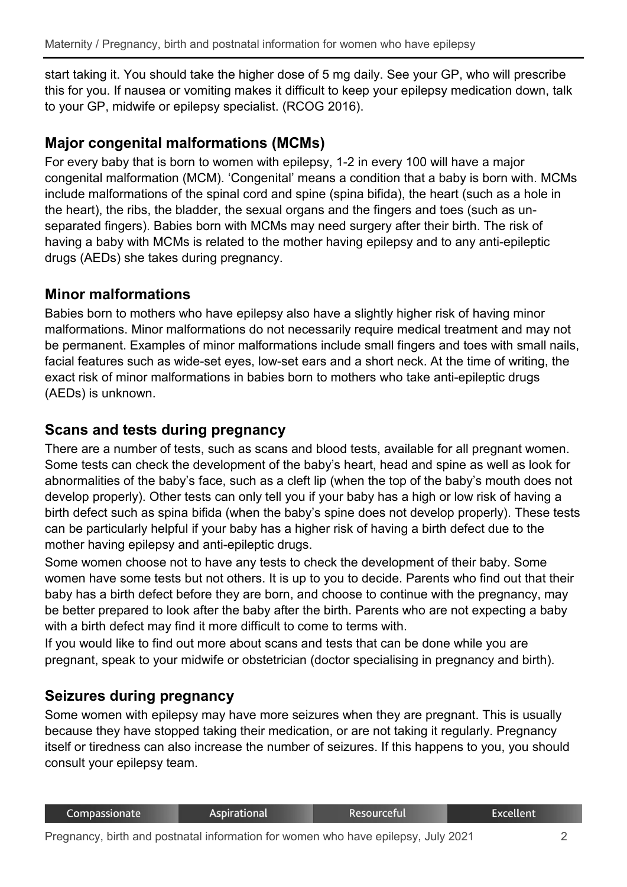start taking it. You should take the higher dose of 5 mg daily. See your GP, who will prescribe this for you. If nausea or vomiting makes it difficult to keep your epilepsy medication down, talk to your GP, midwife or epilepsy specialist. (RCOG 2016).

## Major congenital malformations (MCMs)

For every baby that is born to women with epilepsy, 1-2 in every 100 will have a major congenital malformation (MCM). 'Congenital' means a condition that a baby is born with. MCMs include malformations of the spinal cord and spine (spina bifida), the heart (such as a hole in the heart), the ribs, the bladder, the sexual organs and the fingers and toes (such as un-separated fingers). Babies born with MCMs may need surgery after their birth. The risk of having a baby with MCMs is related to the mother having epilepsy and to any anti-epileptic drugs (AEDs) she takes during pregnancy.

## Minor malformations

Babies born to mothers who have epilepsy also have a slightly higher risk of having minor malformations. Minor malformations do not necessarily require medical treatment and may not be permanent. Examples of minor malformations include small fingers and toes with small nails, facial features such as wide-set eyes, low-set ears and a short neck. At the time of writing, the exact risk of minor malformations in babies born to mothers who take anti-epileptic drugs (AEDs) is unknown.

## Scans and tests during pregnancy

There are a number of tests, such as scans and blood tests, available for all pregnant women. Some tests can check the development of the baby's heart, head and spine as well as look for abnormalities of the baby's face, such as a cleft lip (when the top of the baby's mouth does not develop properly). Other tests can only tell you if your baby has a high or low risk of having a birth defect such as spina bifida (when the baby's spine does not develop properly). These tests can be particularly helpful if your baby has a higher risk of having a birth defect due to the mother having epilepsy and anti-epileptic drugs.

Some women choose not to have any tests to check the development of their baby. Some women have some tests but not others. It is up to you to decide. Parents who find out that their baby has a birth defect before they are born, and choose to continue with the pregnancy, may be better prepared to look after the baby after the birth. Parents who are not expecting a baby with a birth defect may find it more difficult to come to terms with.

If you would like to find out more about scans and tests that can be done while you are pregnant, speak to your midwife or obstetrician (doctor specialising in pregnancy and birth).

## Seizures during pregnancy

Some women with epilepsy may have more seizures when they are pregnant. This is usually because they have stopped taking their medication, or are not taking it regularly. Pregnancy itself or tiredness can also increase the number of seizures. If this happens to you, you should consult your epilepsy team.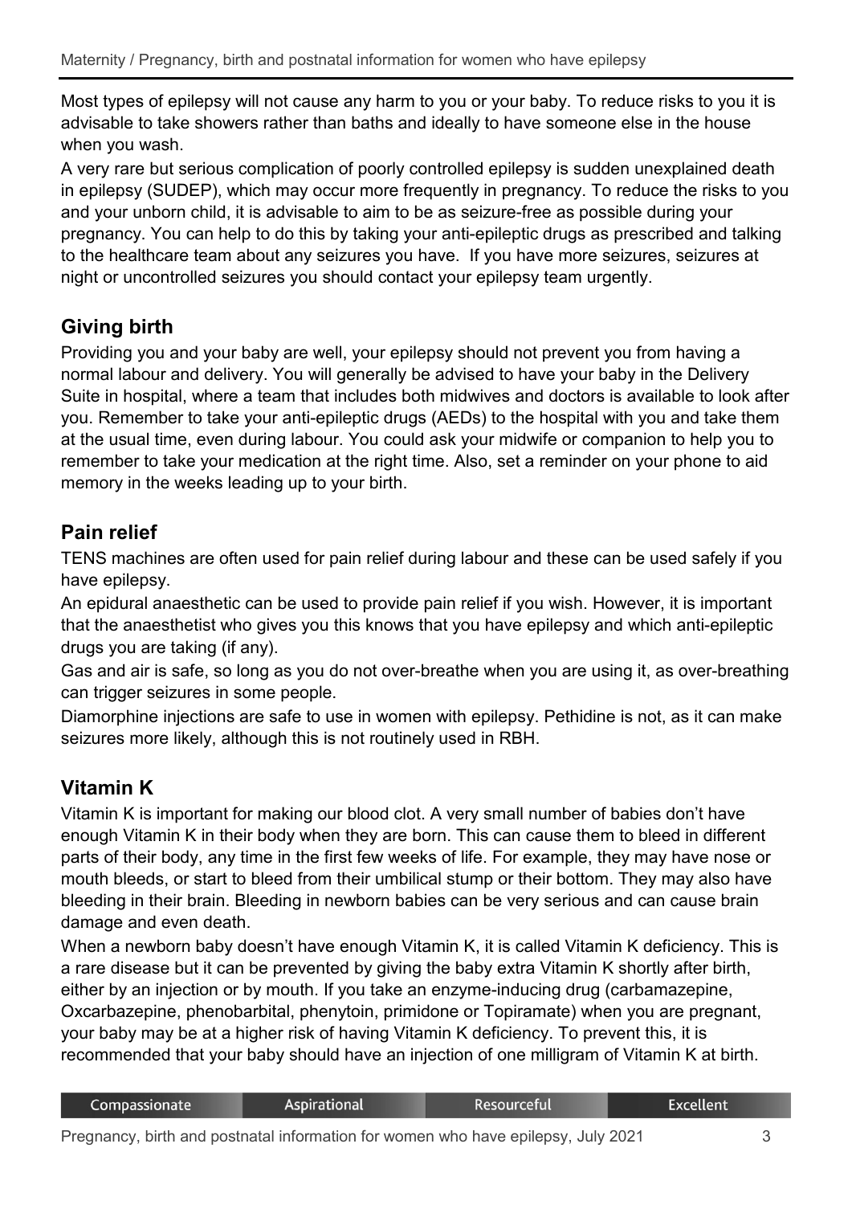Most types of epilepsy will not cause any harm to you or your baby. To reduce risks to you it is advisable to take showers rather than baths and ideally to have someone else in the house when you wash.

A very rare but serious complication of poorly controlled epilepsy is sudden unexplained death in epilepsy (SUDEP), which may occur more frequently in pregnancy. To reduce the risks to you and your unborn child, it is advisable to aim to be as seizure-free as possible during your pregnancy. You can help to do this by taking your anti-epileptic drugs as prescribed and talking to the healthcare team about any seizures you have. If you have more seizures, seizures at night or uncontrolled seizures you should contact your epilepsy team urgently.

## Giving birth

Providing you and your baby are well, your epilepsy should not prevent you from having a normal labour and delivery. You will generally be advised to have your baby in the Delivery Suite in hospital, where a team that includes both midwives and doctors is available to look after you. Remember to take your anti-epileptic drugs (AEDs) to the hospital with you and take them at the usual time, even during labour. You could ask your midwife or companion to help you to remember to take your medication at the right time. Also, set a reminder on your phone to aid memory in the weeks leading up to your birth.

## Pain relief

TENS machines are often used for pain relief during labour and these can be used safely if you have epilepsy.

An epidural anaesthetic can be used to provide pain relief if you wish. However, it is important that the anaesthetist who gives you this knows that you have epilepsy and which anti-epileptic drugs you are taking (if any).

Gas and air is safe, so long as you do not over-breathe when you are using it, as over-breathing can trigger seizures in some people.

Diamorphine injections are safe to use in women with epilepsy. Pethidine is not, as it can make seizures more likely, although this is not routinely used in RBH.

## Vitamin K

Vitamin K is important for making our blood clot. A very small number of babies don't have enough Vitamin K in their body when they are born. This can cause them to bleed in different parts of their body, any time in the first few weeks of life. For example, they may have nose or mouth bleeds, or start to bleed from their umbilical stump or their bottom. They may also have bleeding in their brain. Bleeding in newborn babies can be very serious and can cause brain damage and even death.

When a newborn baby doesn't have enough Vitamin K, it is called Vitamin K deficiency. This is a rare disease but it can be prevented by giving the baby extra Vitamin K shortly after birth, either by an injection or by mouth. If you take an enzyme-inducing drug (carbamazepine, Oxcarbazepine, phenobarbital, phenytoin, primidone or Topiramate) when you are pregnant, your baby may be at a higher risk of having Vitamin K deficiency. To prevent this, it is recommended that your baby should have an injection of one milligram of Vitamin K at birth.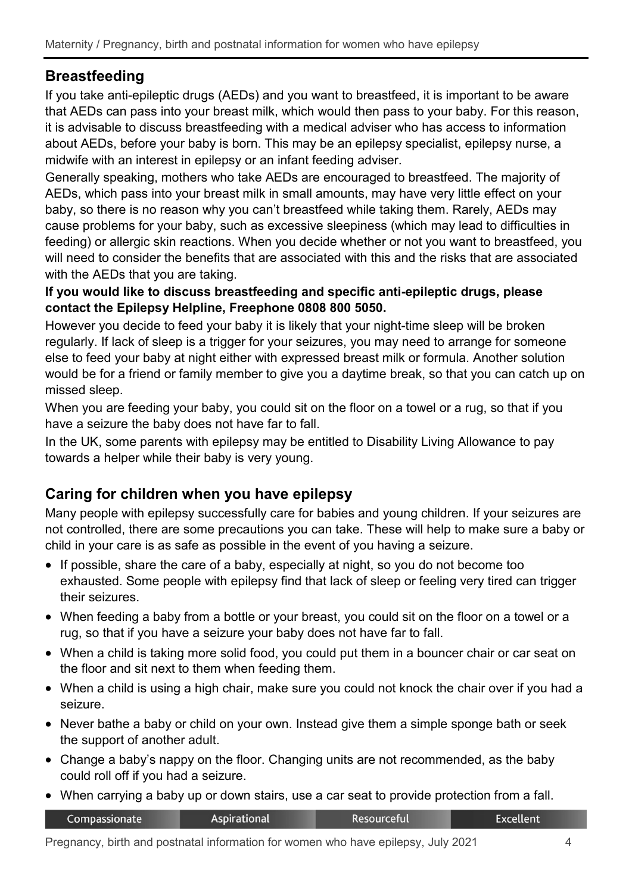## Breastfeeding

If you take anti-epileptic drugs (AEDs) and you want to breastfeed, it is important to be aware that AEDs can pass into your breast milk, which would then pass to your baby. For this reason, it is advisable to discuss breastfeeding with a medical adviser who has access to information about AEDs, before your baby is born. This may be an epilepsy specialist, epilepsy nurse, a midwife with an interest in epilepsy or an infant feeding adviser.

Generally speaking, mothers who take AEDs are encouraged to breastfeed. The majority of AEDs, which pass into your breast milk in small amounts, may have very little effect on your baby, so there is no reason why you can't breastfeed while taking them. Rarely, AEDs may cause problems for your baby, such as excessive sleepiness (which may lead to difficulties in feeding) or allergic skin reactions. When you decide whether or not you want to breastfeed, you will need to consider the benefits that are associated with this and the risks that are associated with the AEDs that you are taking.

**If you would like to discuss breastfeeding and specific anti-epileptic drugs, please contact the Epilepsy Helpline, Freephone 0808 800 5050.**

However you decide to feed your baby it is likely that your night-time sleep will be broken regularly. If lack of sleep is a trigger for your seizures, you may need to arrange for someone else to feed your baby at night either with expressed breast milk or formula. Another solution would be for a friend or family member to give you a daytime break, so that you can catch up on missed sleep.

When you are feeding your baby, you could sit on the floor on a towel or a rug, so that if you have a seizure the baby does not have far to fall.

In the UK, some parents with epilepsy may be entitled to Disability Living Allowance to pay towards a helper while their baby is very young.

## Caring for children when you have epilepsy

Many people with epilepsy successfully care for babies and young children. If your seizures are not controlled, there are some precautions you can take. These will help to make sure a baby or child in your care is as safe as possible in the event of you having a seizure.

- If possible, share the care of a baby, especially at night, so you do not become too exhausted. Some people with epilepsy find that lack of sleep or feeling very tired can trigger their seizures.
- When feeding a baby from a bottle or your breast, you could sit on the floor on a towel or a rug, so that if you have a seizure your baby does not have far to fall.
- When a child is taking more solid food, you could put them in a bouncer chair or car seat on the floor and sit next to them when feeding them.
- When a child is using a high chair, make sure you could not knock the chair over if you had a seizure.
- Never bathe a baby or child on your own. Instead give them a simple sponge bath or seek the support of another adult.
- Change a baby's nappy on the floor. Changing units are not recommended, as the baby could roll off if you had a seizure.
- When carrying a baby up or down stairs, use a car seat to provide protection from a fall.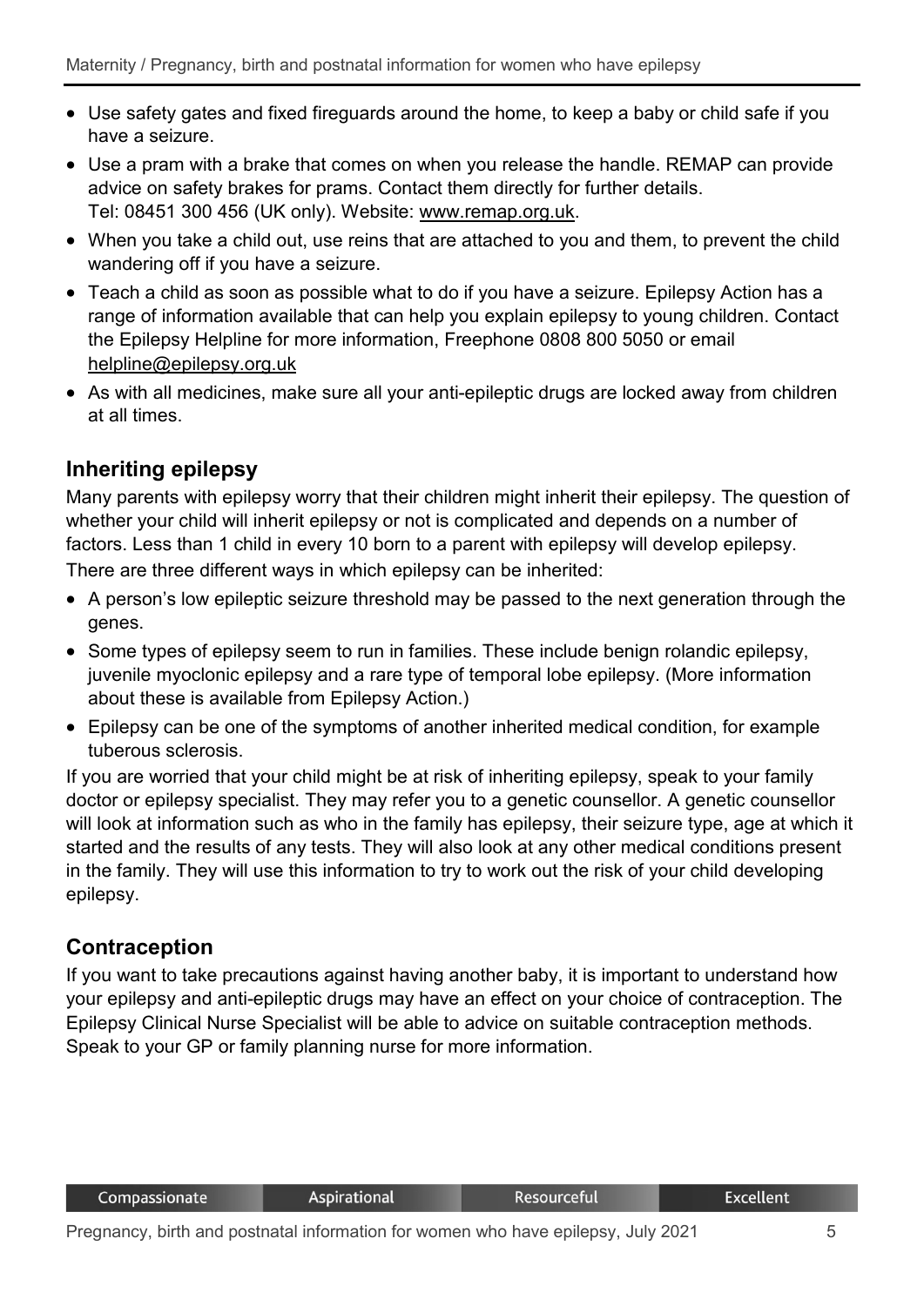- Use safety gates and fixed fireguards around the home, to keep a baby or child safe if you have a seizure.
- Use a pram with a brake that comes on when you release the handle. REMAP can provide advice on safety brakes for prams. Contact them directly for further details. Tel: 08451 300 456 (UK only). Website: www.remap.org.uk.
- When you take a child out, use reins that are attached to you and them, to prevent the child wandering off if you have a seizure.
- Teach a child as soon as possible what to do if you have a seizure. Epilepsy Action has a range of information available that can help you explain epilepsy to young children. Contact the Epilepsy Helpline for more information, Freephone 0808 800 5050 or email helpline@epilepsy.org.uk
- As with all medicines, make sure all your anti-epileptic drugs are locked away from children at all times.

## Inheriting epilepsy

Many parents with epilepsy worry that their children might inherit their epilepsy. The question of whether your child will inherit epilepsy or not is complicated and depends on a number of factors. Less than 1 child in every 10 born to a parent with epilepsy will develop epilepsy.

There are three different ways in which epilepsy can be inherited:

- A person's low epileptic seizure threshold may be passed to the next generation through the genes.
- Some types of epilepsy seem to run in families. These include benign rolandic epilepsy, juvenile myoclonic epilepsy and a rare type of temporal lobe epilepsy. (More information about these is available from Epilepsy Action.)
- Epilepsy can be one of the symptoms of another inherited medical condition, for example tuberous sclerosis.

If you are worried that your child might be at risk of inheriting epilepsy, speak to your family doctor or epilepsy specialist. They may refer you to a genetic counsellor. A genetic counsellor will look at information such as who in the family has epilepsy, their seizure type, age at which it started and the results of any tests. They will also look at any other medical conditions present in the family. They will use this information to try to work out the risk of your child developing epilepsy.

## Contraception

If you want to take precautions against having another baby, it is important to understand how your epilepsy and anti-epileptic drugs may have an effect on your choice of contraception. The Epilepsy Clinical Nurse Specialist will be able to advice on suitable contraception methods. Speak to your GP or family planning nurse for more information.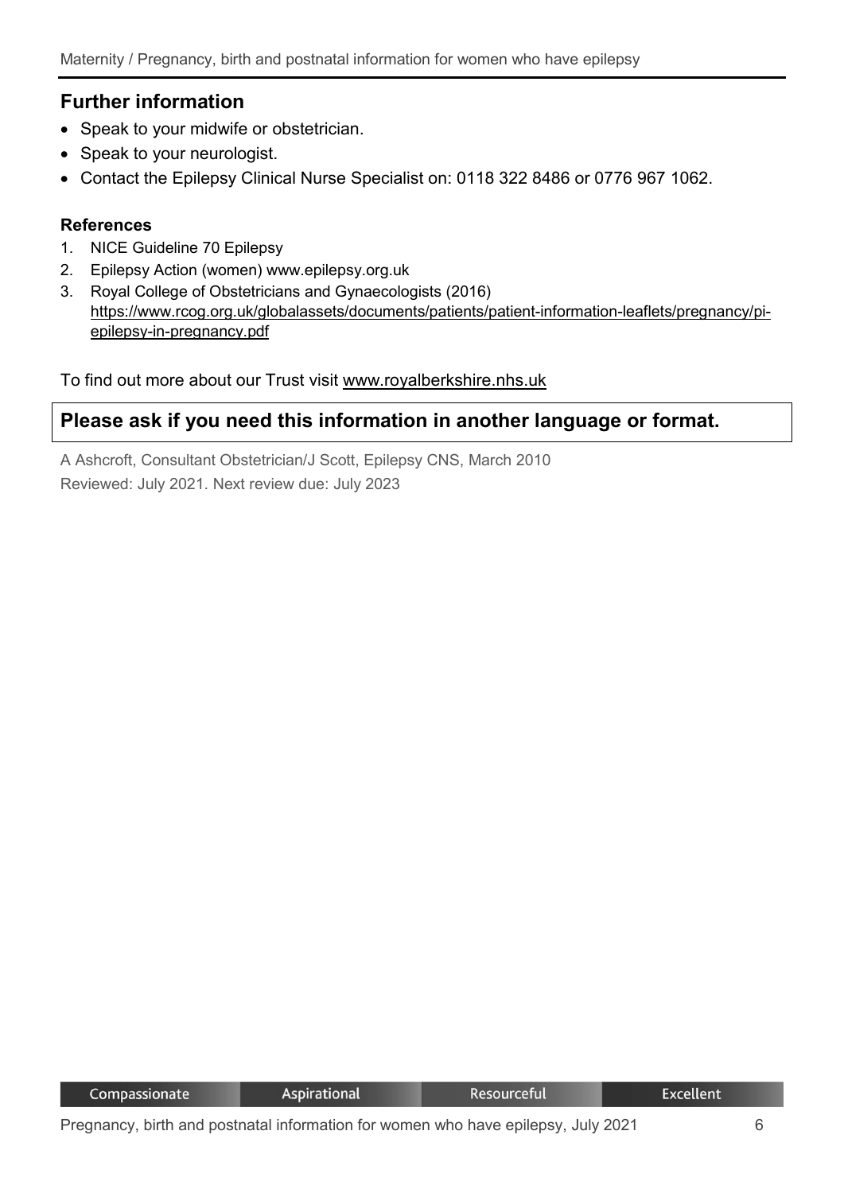## Further information

- Speak to your midwife or obstetrician.
- Speak to your neurologist.
- Contact the Epilepsy Clinical Nurse Specialist on: 0118 322 8486 or 0776 967 1062.

### References

1. NICE Guideline 70 Epilepsy
2. Epilepsy Action (women) www.epilepsy.org.uk
3. Royal College of Obstetricians and Gynaecologists (2016) https://www.rcog.org.uk/globalassets/documents/patients/patient-information-leaflets/pregnancy/pi-epilepsy-in-pregnancy.pdf

To find out more about our Trust visit www.royalberkshire.nhs.uk

**Please ask if you need this information in another language or format.**

A Ashcroft, Consultant Obstetrician/J Scott, Epilepsy CNS, March 2010

Reviewed: July 2021. Next review due: July 2023

Compassionate | Aspirational | Resourceful | Excellent